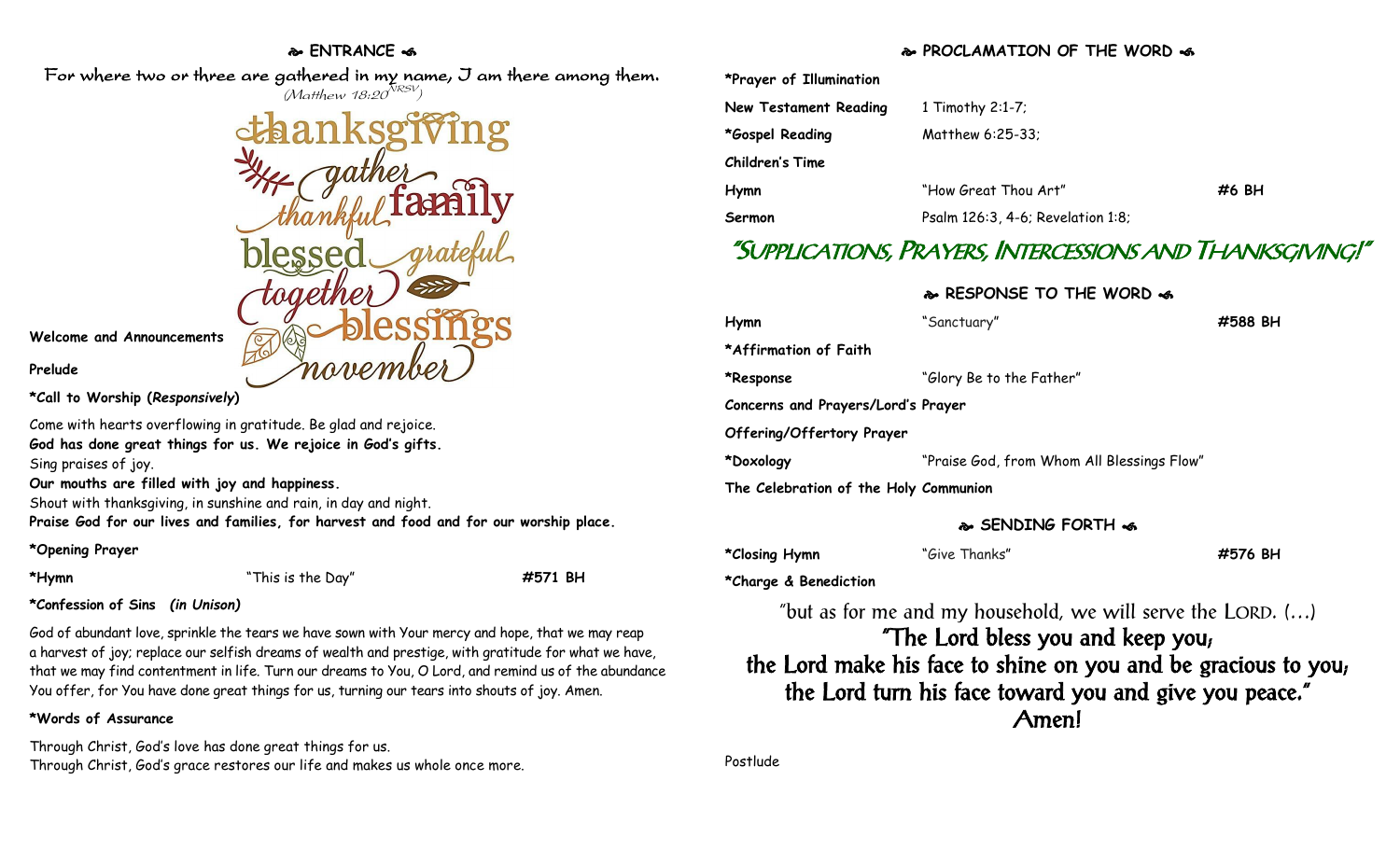## ❧ ENTRANCE ☙

For where two or three are gathered in my name, I am there among them.
(Matthew 18:20[NRSV])

thanksgiving
gather
thankful family
blessed grateful
together
blessings
november

**Welcome and Announcements**

**Prelude**

**\*Call to Worship (*Responsively*)**

Come with hearts overflowing in gratitude. Be glad and rejoice.
**God has done great things for us. We rejoice in God's gifts.**
Sing praises of joy.
**Our mouths are filled with joy and happiness.**
Shout with thanksgiving, in sunshine and rain, in day and night.
**Praise God for our lives and families, for harvest and food and for our worship place.**

**\*Opening Prayer**

| **\*Hymn** | "This is the Day" | **#571 BH** |
|---|---|---|

**\*Confession of Sins (*in Unison)***

God of abundant love, sprinkle the tears we have sown with Your mercy and hope, that we may reap a harvest of joy; replace our selfish dreams of wealth and prestige, with gratitude for what we have, that we may find contentment in life. Turn our dreams to You, O Lord, and remind us of the abundance You offer, for You have done great things for us, turning our tears into shouts of joy. Amen.

**\*Words of Assurance**

Through Christ, God's love has done great things for us.
Through Christ, God's grace restores our life and makes us whole once more.

## ❧ PROCLAMATION OF THE WORD ☙

| | | |
|---|---|---|
| **\*Prayer of Illumination** | | |
| **New Testament Reading** | 1 Timothy 2:1-7; | |
| **\*Gospel Reading** | Matthew 6:25-33; | |
| **Children's Time** | | |
| **Hymn** | "How Great Thou Art" | **#6 BH** |
| **Sermon** | Psalm 126:3, 4-6; Revelation 1:8; | |

## "SUPPLICATIONS, PRAYERS, INTERCESSIONS AND THANKSGIVING!"

## ❧ RESPONSE TO THE WORD ☙

| | | |
|---|---|---|
| **Hymn** | "Sanctuary" | **#588 BH** |
| **\*Affirmation of Faith** | | |
| **\*Response** | "Glory Be to the Father" | |
| **Concerns and Prayers/Lord's Prayer** | | |
| **Offering/Offertory Prayer** | | |
| **\*Doxology** | "Praise God, from Whom All Blessings Flow" | |
| **The Celebration of the Holy Communion** | | |

## ❧ SENDING FORTH ☙

| | | |
|---|---|---|
| **\*Closing Hymn** | "Give Thanks" | **#576 BH** |
| **\*Charge & Benediction** | | |

"but as for me and my household, we will serve the LORD. (…)
"The Lord bless you and keep you;
the Lord make his face to shine on you and be gracious to you;
the Lord turn his face toward you and give you peace."
Amen!

Postlude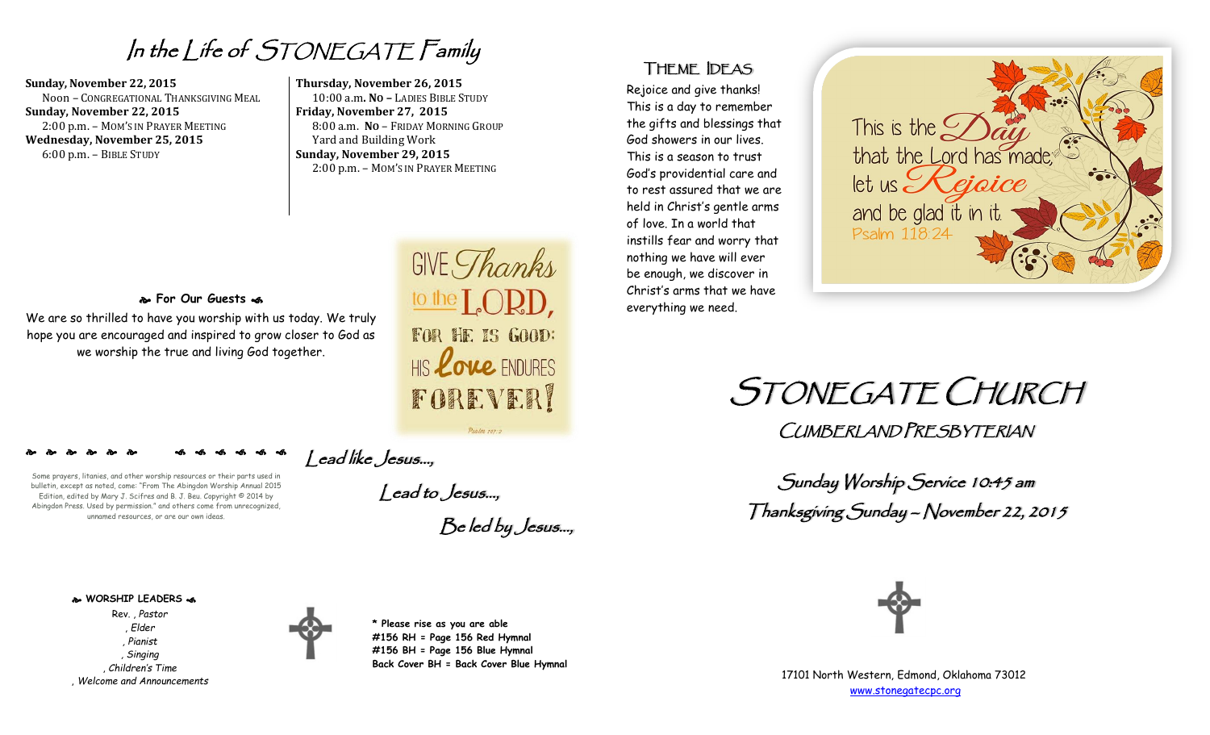# In the Life of STONEGATE Family

**Sunday, November 22, 2015**
Noon – Congregational Thanksgiving Meal
**Sunday, November 22, 2015**
2:00 p.m. – Mom's in Prayer Meeting
**Wednesday, November 25, 2015**
6:00 p.m. – Bible Study

**Thursday, November 26, 2015**
10:00 a.m. **No** – Ladies Bible Study
**Friday, November 27, 2015**
8:00 a.m. **No** – Friday Morning Group
Yard and Building Work
**Sunday, November 29, 2015**
2:00 p.m. – Mom's in Prayer Meeting

### For Our Guests

We are so thrilled to have you worship with us today. We truly hope you are encouraged and inspired to grow closer to God as we worship the true and living God together.

GIVE Thanks to the LORD, FOR HE IS GOOD: HIS Love ENDURES FOREVER!

Psalm 107:1

Some prayers, litanies, and other worship resources or their parts used in bulletin, except as noted, come: "From The Abingdon Worship Annual 2015 Edition, edited by Mary J. Scifres and B. J. Beu. Copyright © 2014 by Abingdon Press. Used by permission." and others come from unrecognized, unnamed resources, or are our own ideas.

*Lead like Jesus…,*

*Lead to Jesus…,*

*Be led by Jesus…,*

### WORSHIP LEADERS

Rev. , *Pastor*
, *Elder*
, *Pianist*
, *Singing*
, *Children's Time*
, *Welcome and Announcements*

**\* Please rise as you are able**
**#156 RH = Page 156 Red Hymnal**
**#156 BH = Page 156 Blue Hymnal**
**Back Cover BH = Back Cover Blue Hymnal**

## Theme Ideas

Rejoice and give thanks! This is a day to remember the gifts and blessings that God showers in our lives. This is a season to trust God's providential care and to rest assured that we are held in Christ's gentle arms of love. In a world that instills fear and worry that nothing we have will ever be enough, we discover in Christ's arms that we have everything we need.

This is the Day that the Lord has made, let us Rejoice and be glad it in it.
Psalm 118:24

# STONEGATE CHURCH

## CUMBERLAND PRESBYTERIAN

Sunday Worship Service 10:45 am
Thanksgiving Sunday – November 22, 2015

17101 North Western, Edmond, Oklahoma 73012
www.stonegatecpc.org